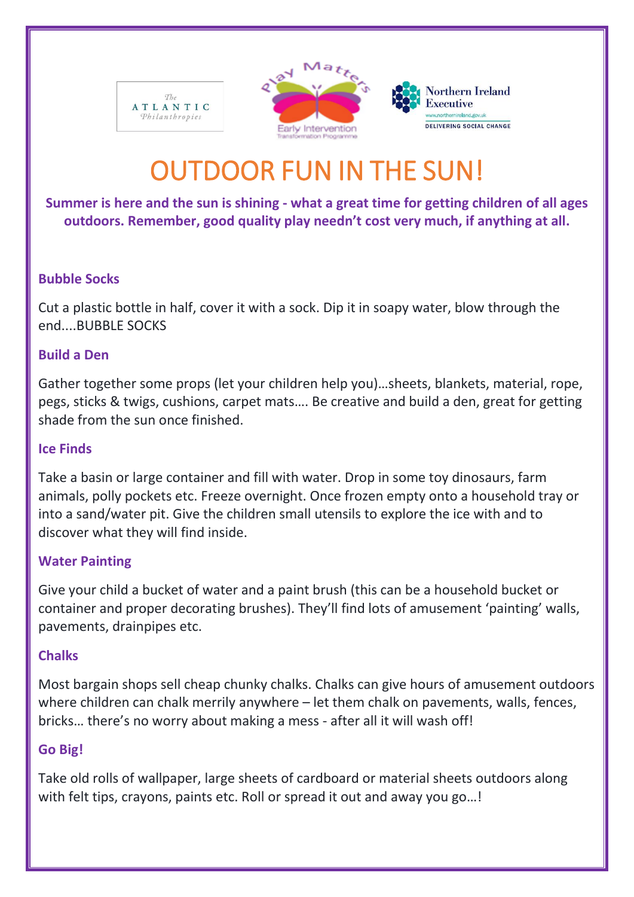# OUTDOOR FUN IN THE SUN!

**Summer is here and the sun is shining - what a great time for getting children of all ages outdoors. Remember, good quality play needn't cost very much, if anything at all.**

### Bubble Socks

Cut a plastic bottle in half, cover it with a sock. Dip it in soapy water, blow through the end....BUBBLE SOCKS

### Build a Den

Gather together some props (let your children help you)…sheets, blankets, material, rope, pegs, sticks & twigs, cushions, carpet mats…. Be creative and build a den, great for getting shade from the sun once finished.

### Ice Finds

Take a basin or large container and fill with water. Drop in some toy dinosaurs, farm animals, polly pockets etc. Freeze overnight. Once frozen empty onto a household tray or into a sand/water pit. Give the children small utensils to explore the ice with and to discover what they will find inside.

### Water Painting

Give your child a bucket of water and a paint brush (this can be a household bucket or container and proper decorating brushes). They'll find lots of amusement 'painting' walls, pavements, drainpipes etc.

### Chalks

Most bargain shops sell cheap chunky chalks. Chalks can give hours of amusement outdoors where children can chalk merrily anywhere – let them chalk on pavements, walls, fences, bricks… there's no worry about making a mess - after all it will wash off!

### Go Big!

Take old rolls of wallpaper, large sheets of cardboard or material sheets outdoors along with felt tips, crayons, paints etc. Roll or spread it out and away you go…!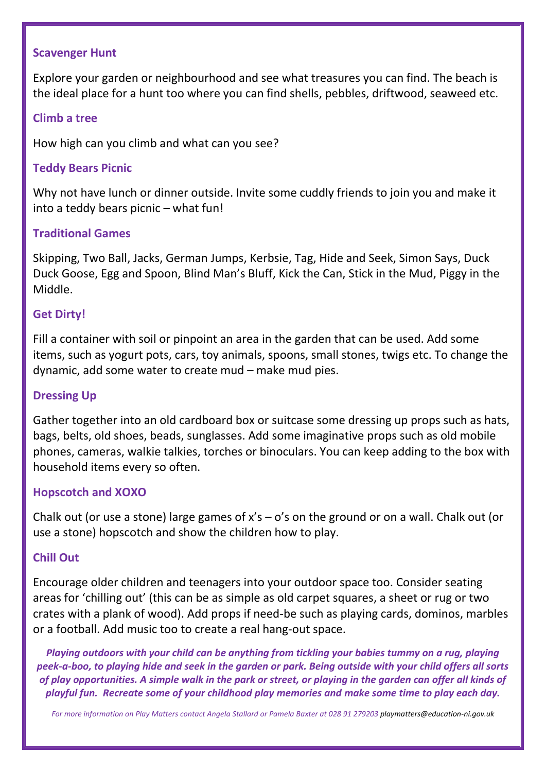### Scavenger Hunt

Explore your garden or neighbourhood and see what treasures you can find. The beach is the ideal place for a hunt too where you can find shells, pebbles, driftwood, seaweed etc.

### Climb a tree

How high can you climb and what can you see?

### Teddy Bears Picnic

Why not have lunch or dinner outside. Invite some cuddly friends to join you and make it into a teddy bears picnic – what fun!

### Traditional Games

Skipping, Two Ball, Jacks, German Jumps, Kerbsie, Tag, Hide and Seek, Simon Says, Duck Duck Goose, Egg and Spoon, Blind Man's Bluff, Kick the Can, Stick in the Mud, Piggy in the Middle.

### Get Dirty!

Fill a container with soil or pinpoint an area in the garden that can be used. Add some items, such as yogurt pots, cars, toy animals, spoons, small stones, twigs etc. To change the dynamic, add some water to create mud – make mud pies.

### Dressing Up

Gather together into an old cardboard box or suitcase some dressing up props such as hats, bags, belts, old shoes, beads, sunglasses. Add some imaginative props such as old mobile phones, cameras, walkie talkies, torches or binoculars. You can keep adding to the box with household items every so often.

### Hopscotch and XOXO

Chalk out (or use a stone) large games of x's – o's on the ground or on a wall. Chalk out (or use a stone) hopscotch and show the children how to play.

### Chill Out

Encourage older children and teenagers into your outdoor space too. Consider seating areas for 'chilling out' (this can be as simple as old carpet squares, a sheet or rug or two crates with a plank of wood). Add props if need-be such as playing cards, dominos, marbles or a football. Add music too to create a real hang-out space.

***Playing outdoors with your child can be anything from tickling your babies tummy on a rug, playing peek-a-boo, to playing hide and seek in the garden or park. Being outside with your child offers all sorts of play opportunities. A simple walk in the park or street, or playing in the garden can offer all kinds of playful fun. Recreate some of your childhood play memories and make some time to play each day.***

*For more information on Play Matters contact Angela Stallard or Pamela Baxter at 028 91 279203* *playmatters@education-ni.gov.uk*